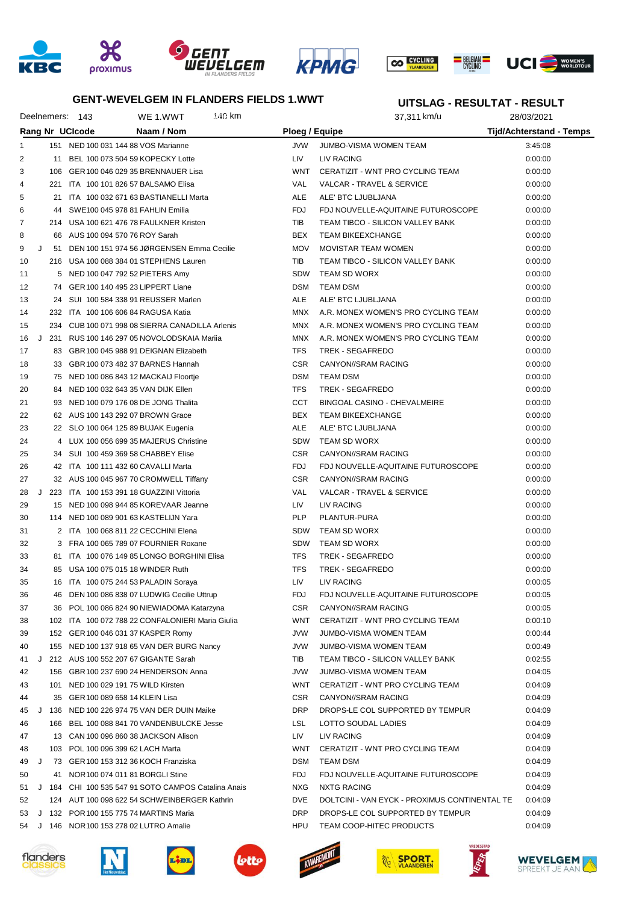## GENT-WEVELGEM IN FLANDERS FIELDS 1.WWT

## UITSLAG - RESULTAT - RESULT

Deelnemers: 143 WE 1.WWT 140 km 37,311 km/u 28/03/2021

| Rang | | Nr | UCIcode | Naam / Nom | Ploeg / Equipe | | Tijd/Achterstand - Temps |
|---|---|---|---|---|---|---|---|
| 1 | | 151 | NED 100 031 144 88 | VOS Marianne | JVW | JUMBO-VISMA WOMEN TEAM | 3:45:08 |
| 2 | | 11 | BEL 100 073 504 59 | KOPECKY Lotte | LIV | LIV RACING | 0:00:00 |
| 3 | | 106 | GER 100 046 029 35 | BRENNAUER Lisa | WNT | CERATIZIT - WNT PRO CYCLING TEAM | 0:00:00 |
| 4 | | 221 | ITA 100 101 826 57 | BALSAMO Elisa | VAL | VALCAR - TRAVEL & SERVICE | 0:00:00 |
| 5 | | 21 | ITA 100 032 671 63 | BASTIANELLI Marta | ALE | ALE' BTC LJUBLJANA | 0:00:00 |
| 6 | | 44 | SWE 100 045 978 81 | FAHLIN Emilia | FDJ | FDJ NOUVELLE-AQUITAINE FUTUROSCOPE | 0:00:00 |
| 7 | | 214 | USA 100 621 476 78 | FAULKNER Kristen | TIB | TEAM TIBCO - SILICON VALLEY BANK | 0:00:00 |
| 8 | | 66 | AUS 100 094 570 76 | ROY Sarah | BEX | TEAM BIKEEXCHANGE | 0:00:00 |
| 9 | J | 51 | DEN 100 151 974 56 | JØRGENSEN Emma Cecilie | MOV | MOVISTAR TEAM WOMEN | 0:00:00 |
| 10 | | 216 | USA 100 088 384 01 | STEPHENS Lauren | TIB | TEAM TIBCO - SILICON VALLEY BANK | 0:00:00 |
| 11 | | 5 | NED 100 047 792 52 | PIETERS Amy | SDW | TEAM SD WORX | 0:00:00 |
| 12 | | 74 | GER 100 140 495 23 | LIPPERT Liane | DSM | TEAM DSM | 0:00:00 |
| 13 | | 24 | SUI 100 584 338 91 | REUSSER Marlen | ALE | ALE' BTC LJUBLJANA | 0:00:00 |
| 14 | | 232 | ITA 100 106 606 84 | RAGUSA Katia | MNX | A.R. MONEX WOMEN'S PRO CYCLING TEAM | 0:00:00 |
| 15 | | 234 | CUB 100 071 998 08 | SIERRA CANADILLA Arlenis | MNX | A.R. MONEX WOMEN'S PRO CYCLING TEAM | 0:00:00 |
| 16 | J | 231 | RUS 100 146 297 05 | NOVOLODSKAIA Mariia | MNX | A.R. MONEX WOMEN'S PRO CYCLING TEAM | 0:00:00 |
| 17 | | 83 | GBR 100 045 988 91 | DEIGNAN Elizabeth | TFS | TREK - SEGAFREDO | 0:00:00 |
| 18 | | 33 | GBR 100 073 482 37 | BARNES Hannah | CSR | CANYON//SRAM RACING | 0:00:00 |
| 19 | | 75 | NED 100 086 843 12 | MACKAIJ Floortje | DSM | TEAM DSM | 0:00:00 |
| 20 | | 84 | NED 100 032 643 35 | VAN DIJK Ellen | TFS | TREK - SEGAFREDO | 0:00:00 |
| 21 | | 93 | NED 100 079 176 08 | DE JONG Thalita | CCT | BINGOAL CASINO - CHEVALMEIRE | 0:00:00 |
| 22 | | 62 | AUS 100 143 292 07 | BROWN Grace | BEX | TEAM BIKEEXCHANGE | 0:00:00 |
| 23 | | 22 | SLO 100 064 125 89 | BUJAK Eugenia | ALE | ALE' BTC LJUBLJANA | 0:00:00 |
| 24 | | 4 | LUX 100 056 699 35 | MAJERUS Christine | SDW | TEAM SD WORX | 0:00:00 |
| 25 | | 34 | SUI 100 459 369 58 | CHABBEY Elise | CSR | CANYON//SRAM RACING | 0:00:00 |
| 26 | | 42 | ITA 100 111 432 60 | CAVALLI Marta | FDJ | FDJ NOUVELLE-AQUITAINE FUTUROSCOPE | 0:00:00 |
| 27 | | 32 | AUS 100 045 967 70 | CROMWELL Tiffany | CSR | CANYON//SRAM RACING | 0:00:00 |
| 28 | J | 223 | ITA 100 153 391 18 | GUAZZINI Vittoria | VAL | VALCAR - TRAVEL & SERVICE | 0:00:00 |
| 29 | | 15 | NED 100 098 944 85 | KOREVAAR Jeanne | LIV | LIV RACING | 0:00:00 |
| 30 | | 114 | NED 100 089 901 63 | KASTELIJN Yara | PLP | PLANTUR-PURA | 0:00:00 |
| 31 | | 2 | ITA 100 068 811 22 | CECCHINI Elena | SDW | TEAM SD WORX | 0:00:00 |
| 32 | | 3 | FRA 100 065 789 07 | FOURNIER Roxane | SDW | TEAM SD WORX | 0:00:00 |
| 33 | | 81 | ITA 100 076 149 85 | LONGO BORGHINI Elisa | TFS | TREK - SEGAFREDO | 0:00:00 |
| 34 | | 85 | USA 100 075 015 18 | WINDER Ruth | TFS | TREK - SEGAFREDO | 0:00:00 |
| 35 | | 16 | ITA 100 075 244 53 | PALADIN Soraya | LIV | LIV RACING | 0:00:05 |
| 36 | | 46 | DEN 100 086 838 07 | LUDWIG Cecilie Uttrup | FDJ | FDJ NOUVELLE-AQUITAINE FUTUROSCOPE | 0:00:05 |
| 37 | | 36 | POL 100 086 824 90 | NIEWIADOMA Katarzyna | CSR | CANYON//SRAM RACING | 0:00:05 |
| 38 | | 102 | ITA 100 072 788 22 | CONFALONIERI Maria Giulia | WNT | CERATIZIT - WNT PRO CYCLING TEAM | 0:00:10 |
| 39 | | 152 | GER 100 046 031 37 | KASPER Romy | JVW | JUMBO-VISMA WOMEN TEAM | 0:00:44 |
| 40 | | 155 | NED 100 137 918 65 | VAN DER BURG Nancy | JVW | JUMBO-VISMA WOMEN TEAM | 0:00:49 |
| 41 | J | 212 | AUS 100 552 207 67 | GIGANTE Sarah | TIB | TEAM TIBCO - SILICON VALLEY BANK | 0:02:55 |
| 42 | | 156 | GBR 100 237 690 24 | HENDERSON Anna | JVW | JUMBO-VISMA WOMEN TEAM | 0:04:05 |
| 43 | | 101 | NED 100 029 191 75 | WILD Kirsten | WNT | CERATIZIT - WNT PRO CYCLING TEAM | 0:04:09 |
| 44 | | 35 | GER 100 089 658 14 | KLEIN Lisa | CSR | CANYON//SRAM RACING | 0:04:09 |
| 45 | J | 136 | NED 100 226 974 75 | VAN DER DUIN Maike | DRP | DROPS-LE COL SUPPORTED BY TEMPUR | 0:04:09 |
| 46 | | 166 | BEL 100 088 841 70 | VANDENBULCKE Jesse | LSL | LOTTO SOUDAL LADIES | 0:04:09 |
| 47 | | 13 | CAN 100 096 860 38 | JACKSON Alison | LIV | LIV RACING | 0:04:09 |
| 48 | | 103 | POL 100 096 399 62 | LACH Marta | WNT | CERATIZIT - WNT PRO CYCLING TEAM | 0:04:09 |
| 49 | J | 73 | GER 100 153 312 36 | KOCH Franziska | DSM | TEAM DSM | 0:04:09 |
| 50 | | 41 | NOR 100 074 011 81 | BORGLI Stine | FDJ | FDJ NOUVELLE-AQUITAINE FUTUROSCOPE | 0:04:09 |
| 51 | J | 184 | CHI 100 535 547 91 | SOTO CAMPOS Catalina Anais | NXG | NXTG RACING | 0:04:09 |
| 52 | | 124 | AUT 100 098 622 54 | SCHWEINBERGER Kathrin | DVE | DOLTCINI - VAN EYCK - PROXIMUS CONTINENTAL TE | 0:04:09 |
| 53 | J | 132 | POR 100 155 775 74 | MARTINS Maria | DRP | DROPS-LE COL SUPPORTED BY TEMPUR | 0:04:09 |
| 54 | J | 146 | NOR 100 153 278 02 | LUTRO Amalie | HPU | TEAM COOP-HITEC PRODUCTS | 0:04:09 |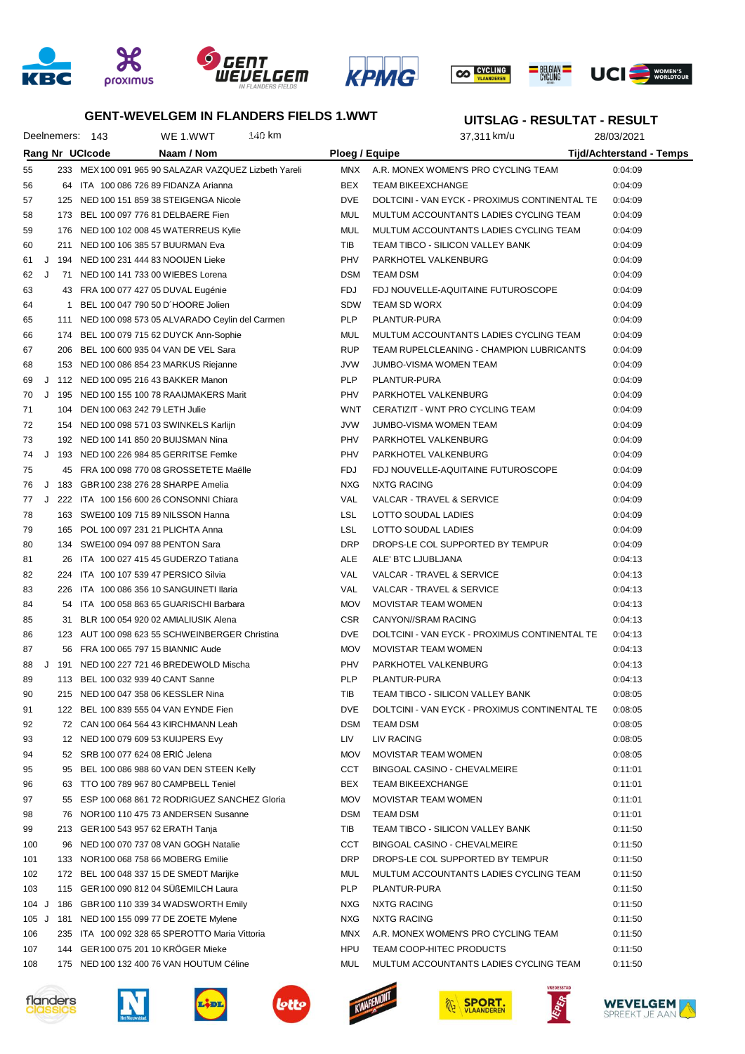## GENT-WEVELGEM IN FLANDERS FIELDS 1.WWT

## UITSLAG - RESULTAT - RESULT

Deelnemers: 143 | WE 1.WWT | 140 km | 37,311 km/u | 28/03/2021

| Rang | | Nr | UCIcode | Naam / Nom | Ploeg / Equipe | | Tijd/Achterstand - Temps |
|---|---|---|---|---|---|---|---|
| 55 | | 233 | MEX 100 091 965 90 | SALAZAR VAZQUEZ Lizbeth Yareli | MNX | A.R. MONEX WOMEN'S PRO CYCLING TEAM | 0:04:09 |
| 56 | | 64 | ITA 100 086 726 89 | FIDANZA Arianna | BEX | TEAM BIKEEXCHANGE | 0:04:09 |
| 57 | | 125 | NED 100 151 859 38 | STEIGENGA Nicole | DVE | DOLTCINI - VAN EYCK - PROXIMUS CONTINENTAL TE | 0:04:09 |
| 58 | | 173 | BEL 100 097 776 81 | DELBAERE Fien | MUL | MULTUM ACCOUNTANTS LADIES CYCLING TEAM | 0:04:09 |
| 59 | | 176 | NED 100 102 008 45 | WATERREUS Kylie | MUL | MULTUM ACCOUNTANTS LADIES CYCLING TEAM | 0:04:09 |
| 60 | | 211 | NED 100 106 385 57 | BUURMAN Eva | TIB | TEAM TIBCO - SILICON VALLEY BANK | 0:04:09 |
| 61 | J | 194 | NED 100 231 444 83 | NOOIJEN Lieke | PHV | PARKHOTEL VALKENBURG | 0:04:09 |
| 62 | J | 71 | NED 100 141 733 00 | WIEBES Lorena | DSM | TEAM DSM | 0:04:09 |
| 63 | | 43 | FRA 100 077 427 05 | DUVAL Eugénie | FDJ | FDJ NOUVELLE-AQUITAINE FUTUROSCOPE | 0:04:09 |
| 64 | | 1 | BEL 100 047 790 50 | D´HOORE Jolien | SDW | TEAM SD WORX | 0:04:09 |
| 65 | | 111 | NED 100 098 573 05 | ALVARADO Ceylin del Carmen | PLP | PLANTUR-PURA | 0:04:09 |
| 66 | | 174 | BEL 100 079 715 62 | DUYCK Ann-Sophie | MUL | MULTUM ACCOUNTANTS LADIES CYCLING TEAM | 0:04:09 |
| 67 | | 206 | BEL 100 600 935 04 | VAN DE VEL Sara | RUP | TEAM RUPELCLEANING - CHAMPION LUBRICANTS | 0:04:09 |
| 68 | | 153 | NED 100 086 854 23 | MARKUS Riejanne | JVW | JUMBO-VISMA WOMEN TEAM | 0:04:09 |
| 69 | J | 112 | NED 100 095 216 43 | BAKKER Manon | PLP | PLANTUR-PURA | 0:04:09 |
| 70 | J | 195 | NED 100 155 100 78 | RAAIJMAKERS Marit | PHV | PARKHOTEL VALKENBURG | 0:04:09 |
| 71 | | 104 | DEN 100 063 242 79 | LETH Julie | WNT | CERATIZIT - WNT PRO CYCLING TEAM | 0:04:09 |
| 72 | | 154 | NED 100 098 571 03 | SWINKELS Karlijn | JVW | JUMBO-VISMA WOMEN TEAM | 0:04:09 |
| 73 | | 192 | NED 100 141 850 20 | BUIJSMAN Nina | PHV | PARKHOTEL VALKENBURG | 0:04:09 |
| 74 | J | 193 | NED 100 226 984 85 | GERRITSE Femke | PHV | PARKHOTEL VALKENBURG | 0:04:09 |
| 75 | | 45 | FRA 100 098 770 08 | GROSSETETE Maëlle | FDJ | FDJ NOUVELLE-AQUITAINE FUTUROSCOPE | 0:04:09 |
| 76 | J | 183 | GBR 100 238 276 28 | SHARPE Amelia | NXG | NXTG RACING | 0:04:09 |
| 77 | J | 222 | ITA 100 156 600 26 | CONSONNI Chiara | VAL | VALCAR - TRAVEL & SERVICE | 0:04:09 |
| 78 | | 163 | SWE 100 109 715 89 | NILSSON Hanna | LSL | LOTTO SOUDAL LADIES | 0:04:09 |
| 79 | | 165 | POL 100 097 231 21 | PLICHTA Anna | LSL | LOTTO SOUDAL LADIES | 0:04:09 |
| 80 | | 134 | SWE 100 094 097 88 | PENTON Sara | DRP | DROPS-LE COL SUPPORTED BY TEMPUR | 0:04:09 |
| 81 | | 26 | ITA 100 027 415 45 | GUDERZO Tatiana | ALE | ALE' BTC LJUBLJANA | 0:04:13 |
| 82 | | 224 | ITA 100 107 539 47 | PERSICO Silvia | VAL | VALCAR - TRAVEL & SERVICE | 0:04:13 |
| 83 | | 226 | ITA 100 086 356 10 | SANGUINETI Ilaria | VAL | VALCAR - TRAVEL & SERVICE | 0:04:13 |
| 84 | | 54 | ITA 100 058 863 65 | GUARISCHI Barbara | MOV | MOVISTAR TEAM WOMEN | 0:04:13 |
| 85 | | 31 | BLR 100 054 920 02 | AMIALIUSIK Alena | CSR | CANYON//SRAM RACING | 0:04:13 |
| 86 | | 123 | AUT 100 098 623 55 | SCHWEINBERGER Christina | DVE | DOLTCINI - VAN EYCK - PROXIMUS CONTINENTAL TE | 0:04:13 |
| 87 | | 56 | FRA 100 065 797 15 | BIANNIC Aude | MOV | MOVISTAR TEAM WOMEN | 0:04:13 |
| 88 | J | 191 | NED 100 227 721 46 | BREDEWOLD Mischa | PHV | PARKHOTEL VALKENBURG | 0:04:13 |
| 89 | | 113 | BEL 100 032 939 40 | CANT Sanne | PLP | PLANTUR-PURA | 0:04:13 |
| 90 | | 215 | NED 100 047 358 06 | KESSLER Nina | TIB | TEAM TIBCO - SILICON VALLEY BANK | 0:08:05 |
| 91 | | 122 | BEL 100 839 555 04 | VAN EYNDE Fien | DVE | DOLTCINI - VAN EYCK - PROXIMUS CONTINENTAL TE | 0:08:05 |
| 92 | | 72 | CAN 100 064 564 43 | KIRCHMANN Leah | DSM | TEAM DSM | 0:08:05 |
| 93 | | 12 | NED 100 079 609 53 | KUIJPERS Evy | LIV | LIV RACING | 0:08:05 |
| 94 | | 52 | SRB 100 077 624 08 | ERIĆ Jelena | MOV | MOVISTAR TEAM WOMEN | 0:08:05 |
| 95 | | 95 | BEL 100 086 988 60 | VAN DEN STEEN Kelly | CCT | BINGOAL CASINO - CHEVALMEIRE | 0:11:01 |
| 96 | | 63 | TTO 100 789 967 80 | CAMPBELL Teniel | BEX | TEAM BIKEEXCHANGE | 0:11:01 |
| 97 | | 55 | ESP 100 068 861 72 | RODRIGUEZ SANCHEZ Gloria | MOV | MOVISTAR TEAM WOMEN | 0:11:01 |
| 98 | | 76 | NOR 100 110 475 73 | ANDERSEN Susanne | DSM | TEAM DSM | 0:11:01 |
| 99 | | 213 | GER 100 543 957 62 | ERATH Tanja | TIB | TEAM TIBCO - SILICON VALLEY BANK | 0:11:50 |
| 100 | | 96 | NED 100 070 737 08 | VAN GOGH Natalie | CCT | BINGOAL CASINO - CHEVALMEIRE | 0:11:50 |
| 101 | | 133 | NOR 100 068 758 66 | MOBERG Emilie | DRP | DROPS-LE COL SUPPORTED BY TEMPUR | 0:11:50 |
| 102 | | 172 | BEL 100 048 337 15 | DE SMEDT Marijke | MUL | MULTUM ACCOUNTANTS LADIES CYCLING TEAM | 0:11:50 |
| 103 | | 115 | GER 100 090 812 04 | SÜßEMILCH Laura | PLP | PLANTUR-PURA | 0:11:50 |
| 104 | J | 186 | GBR 100 110 339 34 | WADSWORTH Emily | NXG | NXTG RACING | 0:11:50 |
| 105 | J | 181 | NED 100 155 099 77 | DE ZOETE Mylene | NXG | NXTG RACING | 0:11:50 |
| 106 | | 235 | ITA 100 092 328 65 | SPEROTTO Maria Vittoria | MNX | A.R. MONEX WOMEN'S PRO CYCLING TEAM | 0:11:50 |
| 107 | | 144 | GER 100 075 201 10 | KRÖGER Mieke | HPU | TEAM COOP-HITEC PRODUCTS | 0:11:50 |
| 108 | | 175 | NED 100 132 400 76 | VAN HOUTUM Céline | MUL | MULTUM ACCOUNTANTS LADIES CYCLING TEAM | 0:11:50 |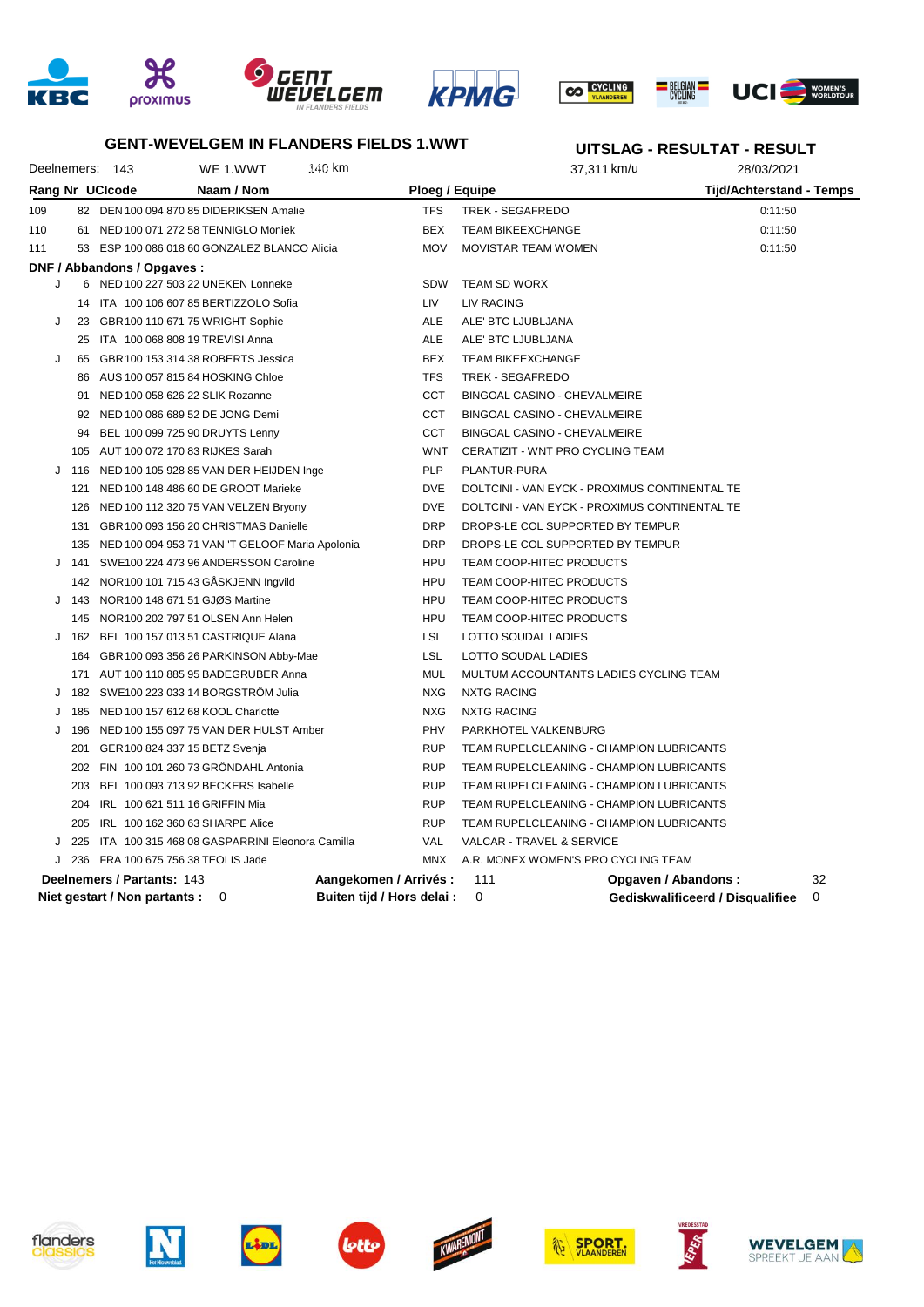## GENT-WEVELGEM IN FLANDERS FIELDS 1.WWT

## UITSLAG - RESULTAT - RESULT

Deelnemers: 143 | WE 1.WWT | 140 km | 37,311 km/u | 28/03/2021

| Rang | Nr | UCIcode | Naam / Nom | Ploeg / Equipe | | Tijd/Achterstand - Temps |
|---|---|---|---|---|---|---|
| 109 | 82 | DEN 100 094 870 85 | DIDERIKSEN Amalie | TFS | TREK - SEGAFREDO | 0:11:50 |
| 110 | 61 | NED 100 071 272 58 | TENNIGLO Moniek | BEX | TEAM BIKEEXCHANGE | 0:11:50 |
| 111 | 53 | ESP 100 086 018 60 | GONZALEZ BLANCO Alicia | MOV | MOVISTAR TEAM WOMEN | 0:11:50 |

**DNF / Abbandons / Opgaves :**

| | Nr | UCIcode | Naam / Nom | Ploeg / Equipe | |
|---|---|---|---|---|---|
| J | 6 | NED 100 227 503 22 | UNEKEN Lonneke | SDW | TEAM SD WORX |
| | 14 | ITA 100 106 607 85 | BERTIZZOLO Sofia | LIV | LIV RACING |
| J | 23 | GBR 100 110 671 75 | WRIGHT Sophie | ALE | ALE' BTC LJUBLJANA |
| | 25 | ITA 100 068 808 19 | TREVISI Anna | ALE | ALE' BTC LJUBLJANA |
| J | 65 | GBR 100 153 314 38 | ROBERTS Jessica | BEX | TEAM BIKEEXCHANGE |
| | 86 | AUS 100 057 815 84 | HOSKING Chloe | TFS | TREK - SEGAFREDO |
| | 91 | NED 100 058 626 22 | SLIK Rozanne | CCT | BINGOAL CASINO - CHEVALMEIRE |
| | 92 | NED 100 086 689 52 | DE JONG Demi | CCT | BINGOAL CASINO - CHEVALMEIRE |
| | 94 | BEL 100 099 725 90 | DRUYTS Lenny | CCT | BINGOAL CASINO - CHEVALMEIRE |
| | 105 | AUT 100 072 170 83 | RIJKES Sarah | WNT | CERATIZIT - WNT PRO CYCLING TEAM |
| J | 116 | NED 100 105 928 85 | VAN DER HEIJDEN Inge | PLP | PLANTUR-PURA |
| | 121 | NED 100 148 486 60 | DE GROOT Marieke | DVE | DOLTCINI - VAN EYCK - PROXIMUS CONTINENTAL TE |
| | 126 | NED 100 112 320 75 | VAN VELZEN Bryony | DVE | DOLTCINI - VAN EYCK - PROXIMUS CONTINENTAL TE |
| | 131 | GBR 100 093 156 20 | CHRISTMAS Danielle | DRP | DROPS-LE COL SUPPORTED BY TEMPUR |
| | 135 | NED 100 094 953 71 | VAN 'T GELOOF Maria Apolonia | DRP | DROPS-LE COL SUPPORTED BY TEMPUR |
| J | 141 | SWE 100 224 473 96 | ANDERSSON Caroline | HPU | TEAM COOP-HITEC PRODUCTS |
| | 142 | NOR 100 101 715 43 | GÅSKJENN Ingvild | HPU | TEAM COOP-HITEC PRODUCTS |
| J | 143 | NOR 100 148 671 51 | GJØS Martine | HPU | TEAM COOP-HITEC PRODUCTS |
| | 145 | NOR 100 202 797 51 | OLSEN Ann Helen | HPU | TEAM COOP-HITEC PRODUCTS |
| J | 162 | BEL 100 157 013 51 | CASTRIQUE Alana | LSL | LOTTO SOUDAL LADIES |
| | 164 | GBR 100 093 356 26 | PARKINSON Abby-Mae | LSL | LOTTO SOUDAL LADIES |
| | 171 | AUT 100 110 885 95 | BADEGRUBER Anna | MUL | MULTUM ACCOUNTANTS LADIES CYCLING TEAM |
| J | 182 | SWE 100 223 033 14 | BORGSTRÖM Julia | NXG | NXTG RACING |
| J | 185 | NED 100 157 612 68 | KOOL Charlotte | NXG | NXTG RACING |
| J | 196 | NED 100 155 097 75 | VAN DER HULST Amber | PHV | PARKHOTEL VALKENBURG |
| | 201 | GER 100 824 337 15 | BETZ Svenja | RUP | TEAM RUPELCLEANING - CHAMPION LUBRICANTS |
| | 202 | FIN 100 101 260 73 | GRÖNDAHL Antonia | RUP | TEAM RUPELCLEANING - CHAMPION LUBRICANTS |
| | 203 | BEL 100 093 713 92 | BECKERS Isabelle | RUP | TEAM RUPELCLEANING - CHAMPION LUBRICANTS |
| | 204 | IRL 100 621 511 16 | GRIFFIN Mia | RUP | TEAM RUPELCLEANING - CHAMPION LUBRICANTS |
| | 205 | IRL 100 162 360 63 | SHARPE Alice | RUP | TEAM RUPELCLEANING - CHAMPION LUBRICANTS |
| J | 225 | ITA 100 315 468 08 | GASPARRINI Eleonora Camilla | VAL | VALCAR - TRAVEL & SERVICE |
| J | 236 | FRA 100 675 756 38 | TEOLIS Jade | MNX | A.R. MONEX WOMEN'S PRO CYCLING TEAM |

**Deelnemers / Partants:** 143 — **Aangekomen / Arrivés :** 111 — **Opgaven / Abandons :** 32

**Niet gestart / Non partants :** 0 — **Buiten tijd / Hors delai :** 0 — **Gediskwalificeerd / Disqualifiee** 0